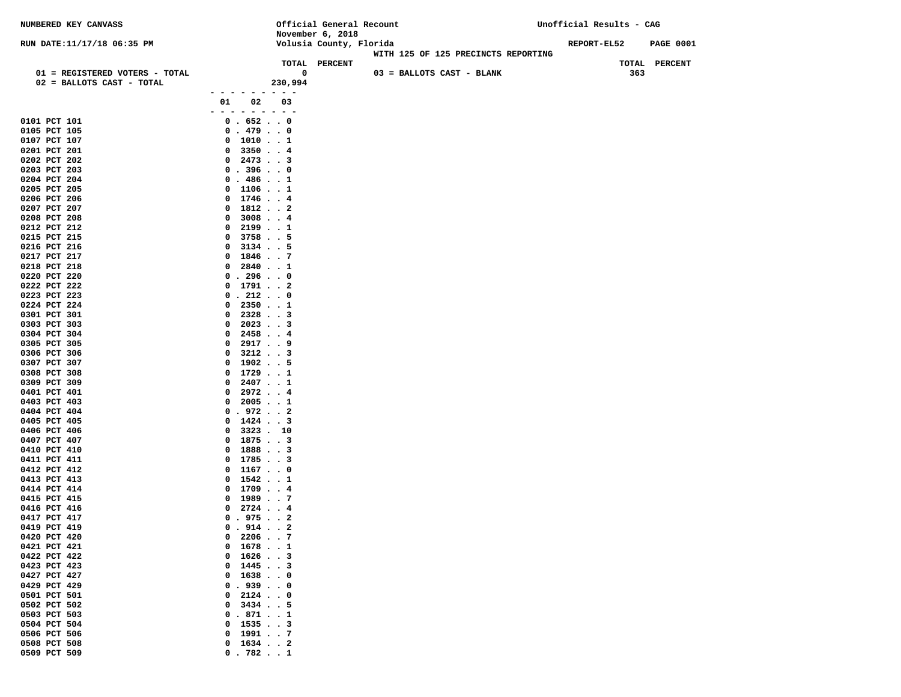NUMBERED KEY CANVASS

Official General Recount
November 6, 2018
Volusia County, Florida
WITH 125 OF 125 PRECINCTS REPORTING

Unofficial Results - CAG

RUN DATE:11/17/18 06:35 PM

REPORT-EL52

| | TOTAL | PERCENT | | TOTAL | PERCENT |
|---|---|---|---|---|---|
| 01 = REGISTERED VOTERS - TOTAL | 0 | | 03 = BALLOTS CAST - BLANK | 363 | |
| 02 = BALLOTS CAST - TOTAL | 230,994 | | | | |

| | 01 | 02 | 03 |
|---|---|---|---|
| 0101 PCT 101 | 0 | 652 | 0 |
| 0105 PCT 105 | 0 | 479 | 0 |
| 0107 PCT 107 | 0 | 1010 | 1 |
| 0201 PCT 201 | 0 | 3350 | 4 |
| 0202 PCT 202 | 0 | 2473 | 3 |
| 0203 PCT 203 | 0 | 396 | 0 |
| 0204 PCT 204 | 0 | 486 | 1 |
| 0205 PCT 205 | 0 | 1106 | 1 |
| 0206 PCT 206 | 0 | 1746 | 4 |
| 0207 PCT 207 | 0 | 1812 | 2 |
| 0208 PCT 208 | 0 | 3008 | 4 |
| 0212 PCT 212 | 0 | 2199 | 1 |
| 0215 PCT 215 | 0 | 3758 | 5 |
| 0216 PCT 216 | 0 | 3134 | 5 |
| 0217 PCT 217 | 0 | 1846 | 7 |
| 0218 PCT 218 | 0 | 2840 | 1 |
| 0220 PCT 220 | 0 | 296 | 0 |
| 0222 PCT 222 | 0 | 1791 | 2 |
| 0223 PCT 223 | 0 | 212 | 0 |
| 0224 PCT 224 | 0 | 2350 | 1 |
| 0301 PCT 301 | 0 | 2328 | 3 |
| 0303 PCT 303 | 0 | 2023 | 3 |
| 0304 PCT 304 | 0 | 2458 | 4 |
| 0305 PCT 305 | 0 | 2917 | 9 |
| 0306 PCT 306 | 0 | 3212 | 3 |
| 0307 PCT 307 | 0 | 1902 | 5 |
| 0308 PCT 308 | 0 | 1729 | 1 |
| 0309 PCT 309 | 0 | 2407 | 1 |
| 0401 PCT 401 | 0 | 2972 | 4 |
| 0403 PCT 403 | 0 | 2005 | 1 |
| 0404 PCT 404 | 0 | 972 | 2 |
| 0405 PCT 405 | 0 | 1424 | 3 |
| 0406 PCT 406 | 0 | 3323 | 10 |
| 0407 PCT 407 | 0 | 1875 | 3 |
| 0410 PCT 410 | 0 | 1888 | 3 |
| 0411 PCT 411 | 0 | 1785 | 3 |
| 0412 PCT 412 | 0 | 1167 | 0 |
| 0413 PCT 413 | 0 | 1542 | 1 |
| 0414 PCT 414 | 0 | 1709 | 4 |
| 0415 PCT 415 | 0 | 1989 | 7 |
| 0416 PCT 416 | 0 | 2724 | 4 |
| 0417 PCT 417 | 0 | 975 | 2 |
| 0419 PCT 419 | 0 | 914 | 2 |
| 0420 PCT 420 | 0 | 2206 | 7 |
| 0421 PCT 421 | 0 | 1678 | 1 |
| 0422 PCT 422 | 0 | 1626 | 3 |
| 0423 PCT 423 | 0 | 1445 | 3 |
| 0427 PCT 427 | 0 | 1638 | 0 |
| 0429 PCT 429 | 0 | 939 | 0 |
| 0501 PCT 501 | 0 | 2124 | 0 |
| 0502 PCT 502 | 0 | 3434 | 5 |
| 0503 PCT 503 | 0 | 871 | 1 |
| 0504 PCT 504 | 0 | 1535 | 3 |
| 0506 PCT 506 | 0 | 1991 | 7 |
| 0508 PCT 508 | 0 | 1634 | 2 |
| 0509 PCT 509 | 0 | 782 | 1 |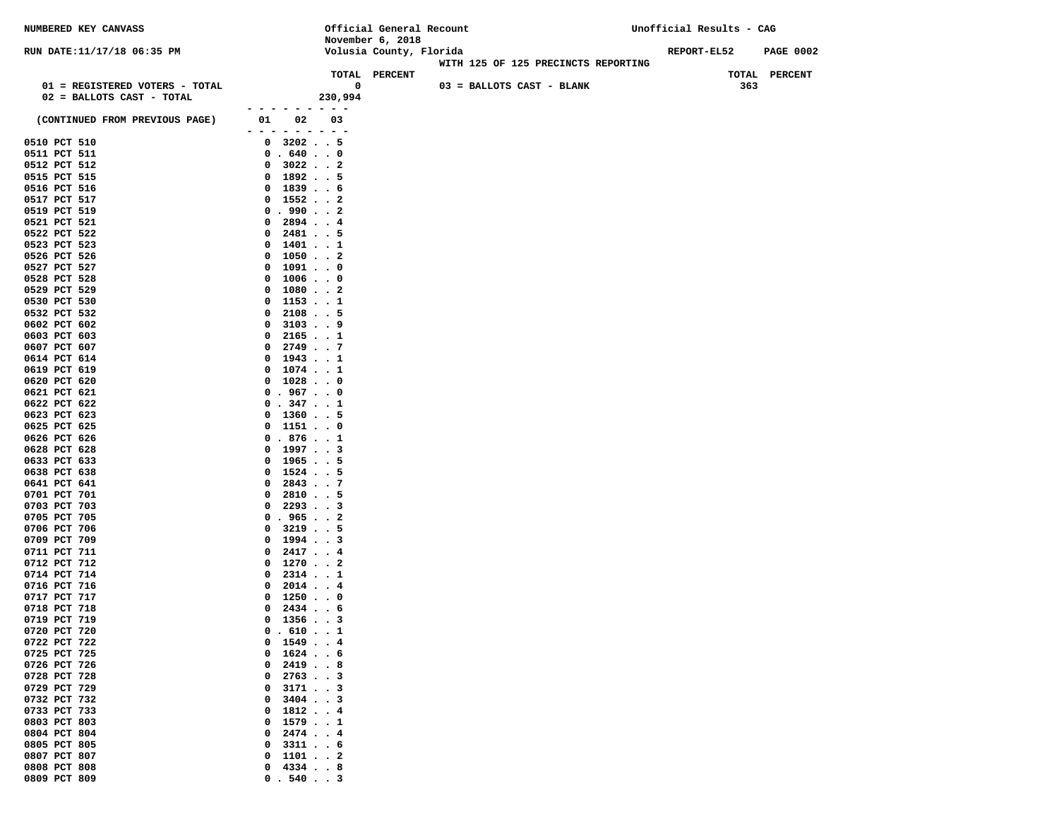NUMBERED KEY CANVASS

Official General Recount
November 6, 2018
Volusia County, Florida

Unofficial Results - CAG

RUN DATE:11/17/18 06:35 PM

REPORT-EL52

WITH 125 OF 125 PRECINCTS REPORTING

| | TOTAL | PERCENT | | TOTAL | PERCENT |
|---|---|---|---|---|---|
| 01 = REGISTERED VOTERS - TOTAL | 0 | | 03 = BALLOTS CAST - BLANK | 363 | |
| 02 = BALLOTS CAST - TOTAL | 230,994 | | | | |

| (CONTINUED FROM PREVIOUS PAGE) | 01 | 02 | 03 |
|---|---|---|---|
| 0510 PCT 510 | 0 | 3202 | 5 |
| 0511 PCT 511 | 0 | 640 | 0 |
| 0512 PCT 512 | 0 | 3022 | 2 |
| 0515 PCT 515 | 0 | 1892 | 5 |
| 0516 PCT 516 | 0 | 1839 | 6 |
| 0517 PCT 517 | 0 | 1552 | 2 |
| 0519 PCT 519 | 0 | 990 | 2 |
| 0521 PCT 521 | 0 | 2894 | 4 |
| 0522 PCT 522 | 0 | 2481 | 5 |
| 0523 PCT 523 | 0 | 1401 | 1 |
| 0526 PCT 526 | 0 | 1050 | 2 |
| 0527 PCT 527 | 0 | 1091 | 0 |
| 0528 PCT 528 | 0 | 1006 | 0 |
| 0529 PCT 529 | 0 | 1080 | 2 |
| 0530 PCT 530 | 0 | 1153 | 1 |
| 0532 PCT 532 | 0 | 2108 | 5 |
| 0602 PCT 602 | 0 | 3103 | 9 |
| 0603 PCT 603 | 0 | 2165 | 1 |
| 0607 PCT 607 | 0 | 2749 | 7 |
| 0614 PCT 614 | 0 | 1943 | 1 |
| 0619 PCT 619 | 0 | 1074 | 1 |
| 0620 PCT 620 | 0 | 1028 | 0 |
| 0621 PCT 621 | 0 | 967 | 0 |
| 0622 PCT 622 | 0 | 347 | 1 |
| 0623 PCT 623 | 0 | 1360 | 5 |
| 0625 PCT 625 | 0 | 1151 | 0 |
| 0626 PCT 626 | 0 | 876 | 1 |
| 0628 PCT 628 | 0 | 1997 | 3 |
| 0633 PCT 633 | 0 | 1965 | 5 |
| 0638 PCT 638 | 0 | 1524 | 5 |
| 0641 PCT 641 | 0 | 2843 | 7 |
| 0701 PCT 701 | 0 | 2810 | 5 |
| 0703 PCT 703 | 0 | 2293 | 3 |
| 0705 PCT 705 | 0 | 965 | 2 |
| 0706 PCT 706 | 0 | 3219 | 5 |
| 0709 PCT 709 | 0 | 1994 | 3 |
| 0711 PCT 711 | 0 | 2417 | 4 |
| 0712 PCT 712 | 0 | 1270 | 2 |
| 0714 PCT 714 | 0 | 2314 | 1 |
| 0716 PCT 716 | 0 | 2014 | 4 |
| 0717 PCT 717 | 0 | 1250 | 0 |
| 0718 PCT 718 | 0 | 2434 | 6 |
| 0719 PCT 719 | 0 | 1356 | 3 |
| 0720 PCT 720 | 0 | 610 | 1 |
| 0722 PCT 722 | 0 | 1549 | 4 |
| 0725 PCT 725 | 0 | 1624 | 6 |
| 0726 PCT 726 | 0 | 2419 | 8 |
| 0728 PCT 728 | 0 | 2763 | 3 |
| 0729 PCT 729 | 0 | 3171 | 3 |
| 0732 PCT 732 | 0 | 3404 | 3 |
| 0733 PCT 733 | 0 | 1812 | 4 |
| 0803 PCT 803 | 0 | 1579 | 1 |
| 0804 PCT 804 | 0 | 2474 | 4 |
| 0805 PCT 805 | 0 | 3311 | 6 |
| 0807 PCT 807 | 0 | 1101 | 2 |
| 0808 PCT 808 | 0 | 4334 | 8 |
| 0809 PCT 809 | 0 | 540 | 3 |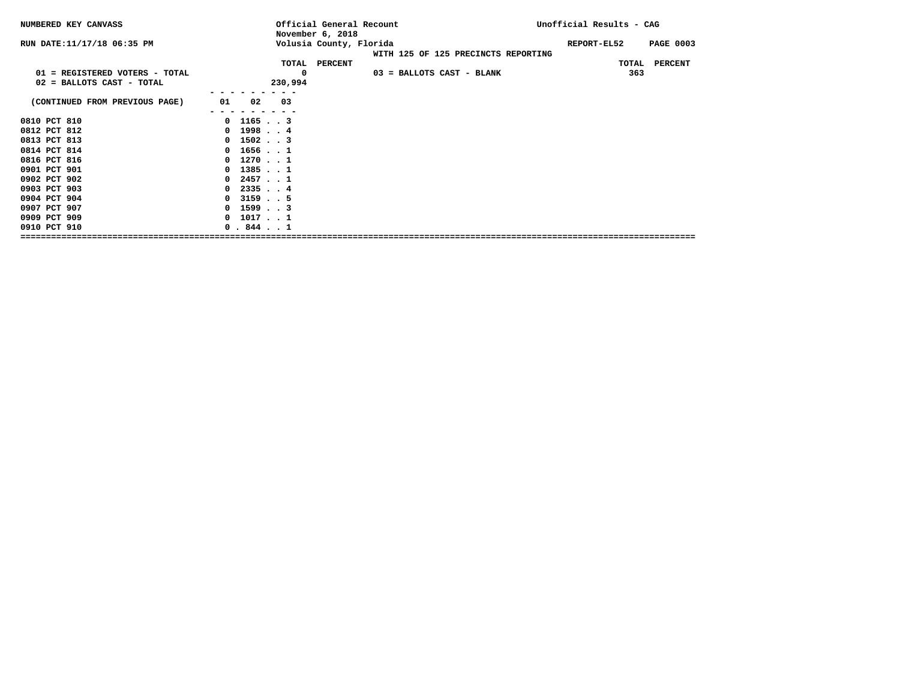NUMBERED KEY CANVASS

RUN DATE:11/17/18 06:35 PM

Official General Recount
November 6, 2018
Volusia County, Florida

Unofficial Results - CAG

REPORT-EL52

WITH 125 OF 125 PRECINCTS REPORTING

| | TOTAL | PERCENT | | TOTAL | PERCENT |
|---|---|---|---|---|---|
| 01 = REGISTERED VOTERS - TOTAL | 0 | | 03 = BALLOTS CAST - BLANK | 363 | |
| 02 = BALLOTS CAST - TOTAL | 230,994 | | | | |

| (CONTINUED FROM PREVIOUS PAGE) | 01 | 02 | 03 |
|---|---|---|---|
| 0810 PCT 810 | 0 | 1165 | 3 |
| 0812 PCT 812 | 0 | 1998 | 4 |
| 0813 PCT 813 | 0 | 1502 | 3 |
| 0814 PCT 814 | 0 | 1656 | 1 |
| 0816 PCT 816 | 0 | 1270 | 1 |
| 0901 PCT 901 | 0 | 1385 | 1 |
| 0902 PCT 902 | 0 | 2457 | 1 |
| 0903 PCT 903 | 0 | 2335 | 4 |
| 0904 PCT 904 | 0 | 3159 | 5 |
| 0907 PCT 907 | 0 | 1599 | 3 |
| 0909 PCT 909 | 0 | 1017 | 1 |
| 0910 PCT 910 | 0 | 844 | 1 |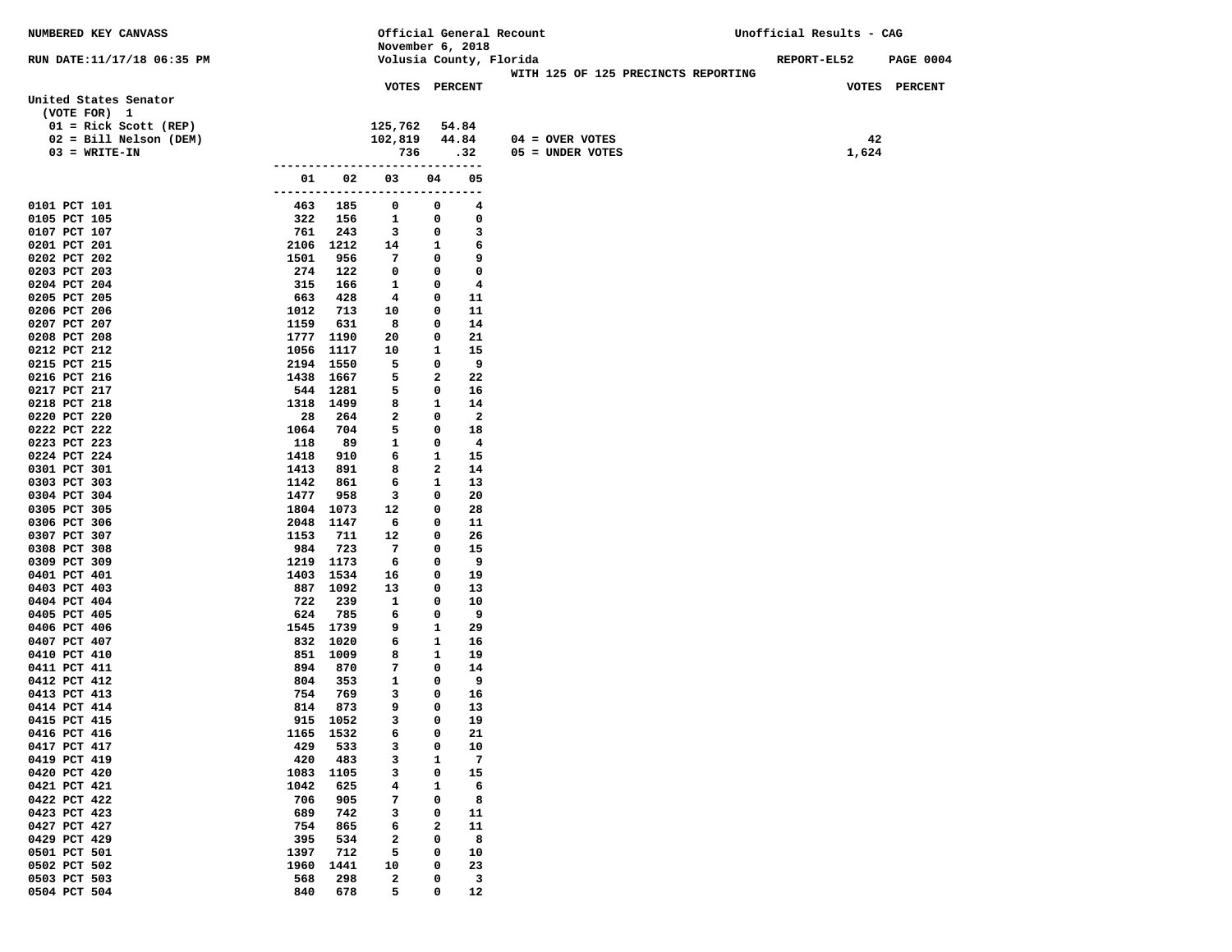NUMBERED KEY CANVASS

RUN DATE:11/17/18 06:35 PM

Official General Recount
November 6, 2018
Volusia County, Florida
WITH 125 OF 125 PRECINCTS REPORTING

Unofficial Results - CAG

REPORT-EL52 PAGE 0004

## United States Senator

(VOTE FOR) 1

| | VOTES | PERCENT | | VOTES | PERCENT |
|---|---|---|---|---|---|
| 01 = Rick Scott (REP) | 125,762 | 54.84 | | | |
| 02 = Bill Nelson (DEM) | 102,819 | 44.84 | 04 = OVER VOTES | 42 | |
| 03 = WRITE-IN | 736 | .32 | 05 = UNDER VOTES | 1,624 | |

| Precinct | 01 | 02 | 03 | 04 | 05 |
|---|---|---|---|---|---|
| 0101 PCT 101 | 463 | 185 | 0 | 0 | 4 |
| 0105 PCT 105 | 322 | 156 | 1 | 0 | 0 |
| 0107 PCT 107 | 761 | 243 | 3 | 0 | 3 |
| 0201 PCT 201 | 2106 | 1212 | 14 | 1 | 6 |
| 0202 PCT 202 | 1501 | 956 | 7 | 0 | 9 |
| 0203 PCT 203 | 274 | 122 | 0 | 0 | 0 |
| 0204 PCT 204 | 315 | 166 | 1 | 0 | 4 |
| 0205 PCT 205 | 663 | 428 | 4 | 0 | 11 |
| 0206 PCT 206 | 1012 | 713 | 10 | 0 | 11 |
| 0207 PCT 207 | 1159 | 631 | 8 | 0 | 14 |
| 0208 PCT 208 | 1777 | 1190 | 20 | 0 | 21 |
| 0212 PCT 212 | 1056 | 1117 | 10 | 1 | 15 |
| 0215 PCT 215 | 2194 | 1550 | 5 | 0 | 9 |
| 0216 PCT 216 | 1438 | 1667 | 5 | 2 | 22 |
| 0217 PCT 217 | 544 | 1281 | 5 | 0 | 16 |
| 0218 PCT 218 | 1318 | 1499 | 8 | 1 | 14 |
| 0220 PCT 220 | 28 | 264 | 2 | 0 | 2 |
| 0222 PCT 222 | 1064 | 704 | 5 | 0 | 18 |
| 0223 PCT 223 | 118 | 89 | 1 | 0 | 4 |
| 0224 PCT 224 | 1418 | 910 | 6 | 1 | 15 |
| 0301 PCT 301 | 1413 | 891 | 8 | 2 | 14 |
| 0303 PCT 303 | 1142 | 861 | 6 | 1 | 13 |
| 0304 PCT 304 | 1477 | 958 | 3 | 0 | 20 |
| 0305 PCT 305 | 1804 | 1073 | 12 | 0 | 28 |
| 0306 PCT 306 | 2048 | 1147 | 6 | 0 | 11 |
| 0307 PCT 307 | 1153 | 711 | 12 | 0 | 26 |
| 0308 PCT 308 | 984 | 723 | 7 | 0 | 15 |
| 0309 PCT 309 | 1219 | 1173 | 6 | 0 | 9 |
| 0401 PCT 401 | 1403 | 1534 | 16 | 0 | 19 |
| 0403 PCT 403 | 887 | 1092 | 13 | 0 | 13 |
| 0404 PCT 404 | 722 | 239 | 1 | 0 | 10 |
| 0405 PCT 405 | 624 | 785 | 6 | 0 | 9 |
| 0406 PCT 406 | 1545 | 1739 | 9 | 1 | 29 |
| 0407 PCT 407 | 832 | 1020 | 6 | 1 | 16 |
| 0410 PCT 410 | 851 | 1009 | 8 | 1 | 19 |
| 0411 PCT 411 | 894 | 870 | 7 | 0 | 14 |
| 0412 PCT 412 | 804 | 353 | 1 | 0 | 9 |
| 0413 PCT 413 | 754 | 769 | 3 | 0 | 16 |
| 0414 PCT 414 | 814 | 873 | 9 | 0 | 13 |
| 0415 PCT 415 | 915 | 1052 | 3 | 0 | 19 |
| 0416 PCT 416 | 1165 | 1532 | 6 | 0 | 21 |
| 0417 PCT 417 | 429 | 533 | 3 | 0 | 10 |
| 0419 PCT 419 | 420 | 483 | 3 | 1 | 7 |
| 0420 PCT 420 | 1083 | 1105 | 3 | 0 | 15 |
| 0421 PCT 421 | 1042 | 625 | 4 | 1 | 6 |
| 0422 PCT 422 | 706 | 905 | 7 | 0 | 8 |
| 0423 PCT 423 | 689 | 742 | 3 | 0 | 11 |
| 0427 PCT 427 | 754 | 865 | 6 | 2 | 11 |
| 0429 PCT 429 | 395 | 534 | 2 | 0 | 8 |
| 0501 PCT 501 | 1397 | 712 | 5 | 0 | 10 |
| 0502 PCT 502 | 1960 | 1441 | 10 | 0 | 23 |
| 0503 PCT 503 | 568 | 298 | 2 | 0 | 3 |
| 0504 PCT 504 | 840 | 678 | 5 | 0 | 12 |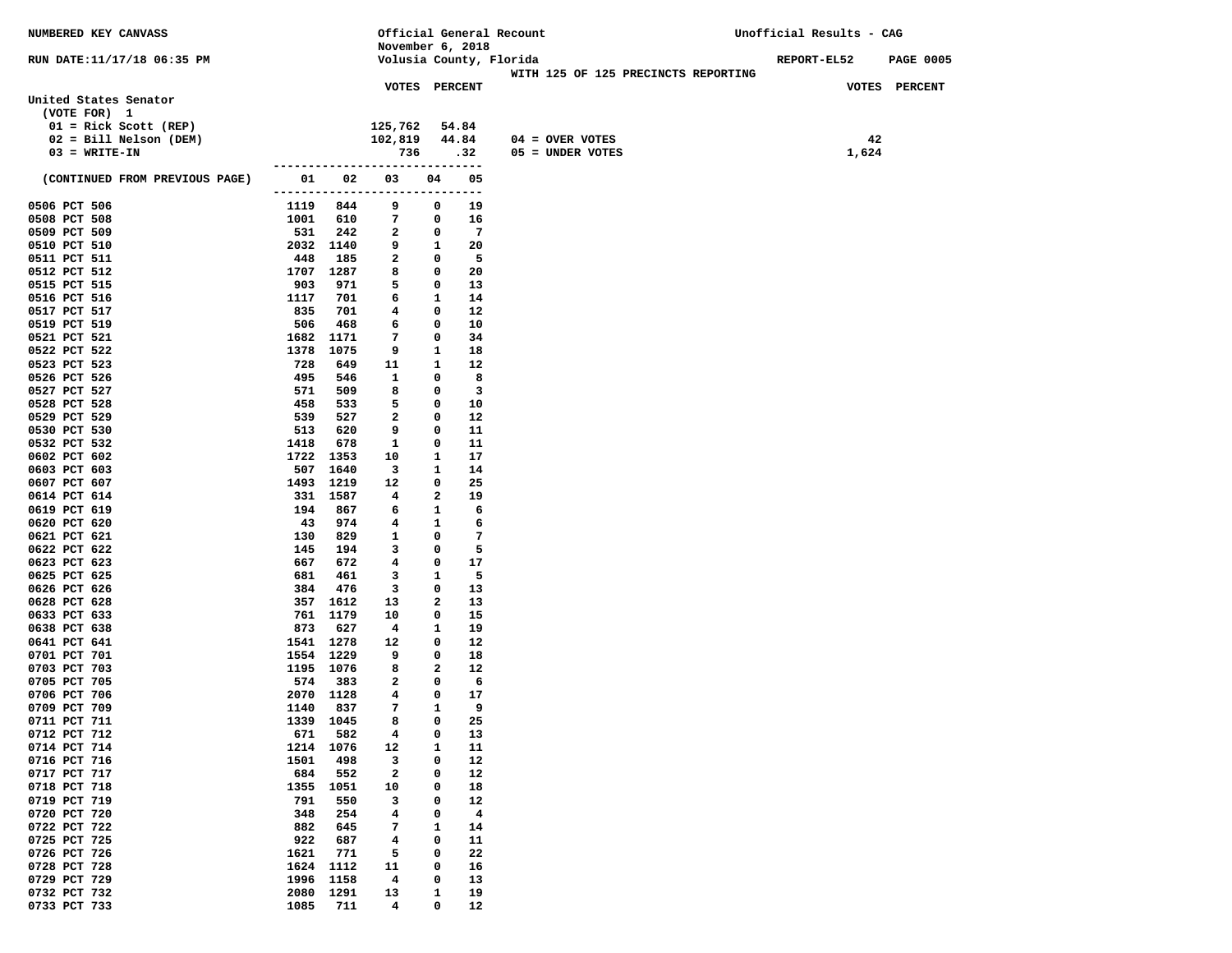NUMBERED KEY CANVASS

RUN DATE:11/17/18 06:35 PM

Official General Recount
November 6, 2018
Volusia County, Florida
WITH 125 OF 125 PRECINCTS REPORTING

Unofficial Results - CAG
REPORT-EL52

## United States Senator

(VOTE FOR) 1

| | VOTES | PERCENT | | VOTES | PERCENT |
|---|---|---|---|---|---|
| 01 = Rick Scott (REP) | 125,762 | 54.84 | | | |
| 02 = Bill Nelson (DEM) | 102,819 | 44.84 | 04 = OVER VOTES | 42 | |
| 03 = WRITE-IN | 736 | .32 | 05 = UNDER VOTES | 1,624 | |

| (CONTINUED FROM PREVIOUS PAGE) | 01 | 02 | 03 | 04 | 05 |
|---|---|---|---|---|---|
| 0506 PCT 506 | 1119 | 844 | 9 | 0 | 19 |
| 0508 PCT 508 | 1001 | 610 | 7 | 0 | 16 |
| 0509 PCT 509 | 531 | 242 | 2 | 0 | 7 |
| 0510 PCT 510 | 2032 | 1140 | 9 | 1 | 20 |
| 0511 PCT 511 | 448 | 185 | 2 | 0 | 5 |
| 0512 PCT 512 | 1707 | 1287 | 8 | 0 | 20 |
| 0515 PCT 515 | 903 | 971 | 5 | 0 | 13 |
| 0516 PCT 516 | 1117 | 701 | 6 | 1 | 14 |
| 0517 PCT 517 | 835 | 701 | 4 | 0 | 12 |
| 0519 PCT 519 | 506 | 468 | 6 | 0 | 10 |
| 0521 PCT 521 | 1682 | 1171 | 7 | 0 | 34 |
| 0522 PCT 522 | 1378 | 1075 | 9 | 1 | 18 |
| 0523 PCT 523 | 728 | 649 | 11 | 1 | 12 |
| 0526 PCT 526 | 495 | 546 | 1 | 0 | 8 |
| 0527 PCT 527 | 571 | 509 | 8 | 0 | 3 |
| 0528 PCT 528 | 458 | 533 | 5 | 0 | 10 |
| 0529 PCT 529 | 539 | 527 | 2 | 0 | 12 |
| 0530 PCT 530 | 513 | 620 | 9 | 0 | 11 |
| 0532 PCT 532 | 1418 | 678 | 1 | 0 | 11 |
| 0602 PCT 602 | 1722 | 1353 | 10 | 1 | 17 |
| 0603 PCT 603 | 507 | 1640 | 3 | 1 | 14 |
| 0607 PCT 607 | 1493 | 1219 | 12 | 0 | 25 |
| 0614 PCT 614 | 331 | 1587 | 4 | 2 | 19 |
| 0619 PCT 619 | 194 | 867 | 6 | 1 | 6 |
| 0620 PCT 620 | 43 | 974 | 4 | 1 | 6 |
| 0621 PCT 621 | 130 | 829 | 1 | 0 | 7 |
| 0622 PCT 622 | 145 | 194 | 3 | 0 | 5 |
| 0623 PCT 623 | 667 | 672 | 4 | 0 | 17 |
| 0625 PCT 625 | 681 | 461 | 3 | 1 | 5 |
| 0626 PCT 626 | 384 | 476 | 3 | 0 | 13 |
| 0628 PCT 628 | 357 | 1612 | 13 | 2 | 13 |
| 0633 PCT 633 | 761 | 1179 | 10 | 0 | 15 |
| 0638 PCT 638 | 873 | 627 | 4 | 1 | 19 |
| 0641 PCT 641 | 1541 | 1278 | 12 | 0 | 12 |
| 0701 PCT 701 | 1554 | 1229 | 9 | 0 | 18 |
| 0703 PCT 703 | 1195 | 1076 | 8 | 2 | 12 |
| 0705 PCT 705 | 574 | 383 | 2 | 0 | 6 |
| 0706 PCT 706 | 2070 | 1128 | 4 | 0 | 17 |
| 0709 PCT 709 | 1140 | 837 | 7 | 1 | 9 |
| 0711 PCT 711 | 1339 | 1045 | 8 | 0 | 25 |
| 0712 PCT 712 | 671 | 582 | 4 | 0 | 13 |
| 0714 PCT 714 | 1214 | 1076 | 12 | 1 | 11 |
| 0716 PCT 716 | 1501 | 498 | 3 | 0 | 12 |
| 0717 PCT 717 | 684 | 552 | 2 | 0 | 12 |
| 0718 PCT 718 | 1355 | 1051 | 10 | 0 | 18 |
| 0719 PCT 719 | 791 | 550 | 3 | 0 | 12 |
| 0720 PCT 720 | 348 | 254 | 4 | 0 | 4 |
| 0722 PCT 722 | 882 | 645 | 7 | 1 | 14 |
| 0725 PCT 725 | 922 | 687 | 4 | 0 | 11 |
| 0726 PCT 726 | 1621 | 771 | 5 | 0 | 22 |
| 0728 PCT 728 | 1624 | 1112 | 11 | 0 | 16 |
| 0729 PCT 729 | 1996 | 1158 | 4 | 0 | 13 |
| 0732 PCT 732 | 2080 | 1291 | 13 | 1 | 19 |
| 0733 PCT 733 | 1085 | 711 | 4 | 0 | 12 |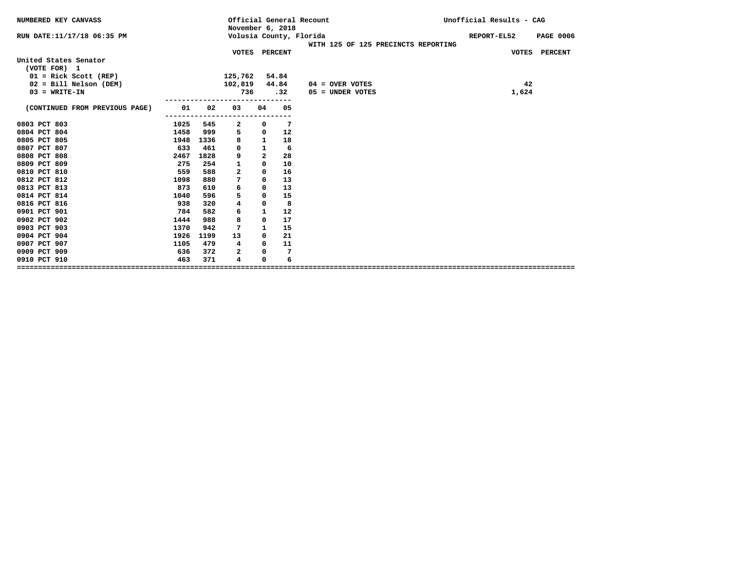NUMBERED KEY CANVASS

Official General Recount
November 6, 2018
Volusia County, Florida

Unofficial Results - CAG

RUN DATE:11/17/18 06:35 PM

REPORT-EL52 PAGE 0006

WITH 125 OF 125 PRECINCTS REPORTING

## United States Senator

(VOTE FOR) 1

| | VOTES | PERCENT |
|---|---|---|
| 01 = Rick Scott (REP) | 125,762 | 54.84 |
| 02 = Bill Nelson (DEM) | 102,819 | 44.84 |
| 03 = WRITE-IN | 736 | .32 |

| | VOTES | PERCENT |
|---|---|---|
| 04 = OVER VOTES | 42 | |
| 05 = UNDER VOTES | 1,624 | |

| (CONTINUED FROM PREVIOUS PAGE) | 01 | 02 | 03 | 04 | 05 |
|---|---|---|---|---|---|
| 0803 PCT 803 | 1025 | 545 | 2 | 0 | 7 |
| 0804 PCT 804 | 1458 | 999 | 5 | 0 | 12 |
| 0805 PCT 805 | 1948 | 1336 | 8 | 1 | 18 |
| 0807 PCT 807 | 633 | 461 | 0 | 1 | 6 |
| 0808 PCT 808 | 2467 | 1828 | 9 | 2 | 28 |
| 0809 PCT 809 | 275 | 254 | 1 | 0 | 10 |
| 0810 PCT 810 | 559 | 588 | 2 | 0 | 16 |
| 0812 PCT 812 | 1098 | 880 | 7 | 0 | 13 |
| 0813 PCT 813 | 873 | 610 | 6 | 0 | 13 |
| 0814 PCT 814 | 1040 | 596 | 5 | 0 | 15 |
| 0816 PCT 816 | 938 | 320 | 4 | 0 | 8 |
| 0901 PCT 901 | 784 | 582 | 6 | 1 | 12 |
| 0902 PCT 902 | 1444 | 988 | 8 | 0 | 17 |
| 0903 PCT 903 | 1370 | 942 | 7 | 1 | 15 |
| 0904 PCT 904 | 1926 | 1199 | 13 | 0 | 21 |
| 0907 PCT 907 | 1105 | 479 | 4 | 0 | 11 |
| 0909 PCT 909 | 636 | 372 | 2 | 0 | 7 |
| 0910 PCT 910 | 463 | 371 | 4 | 0 | 6 |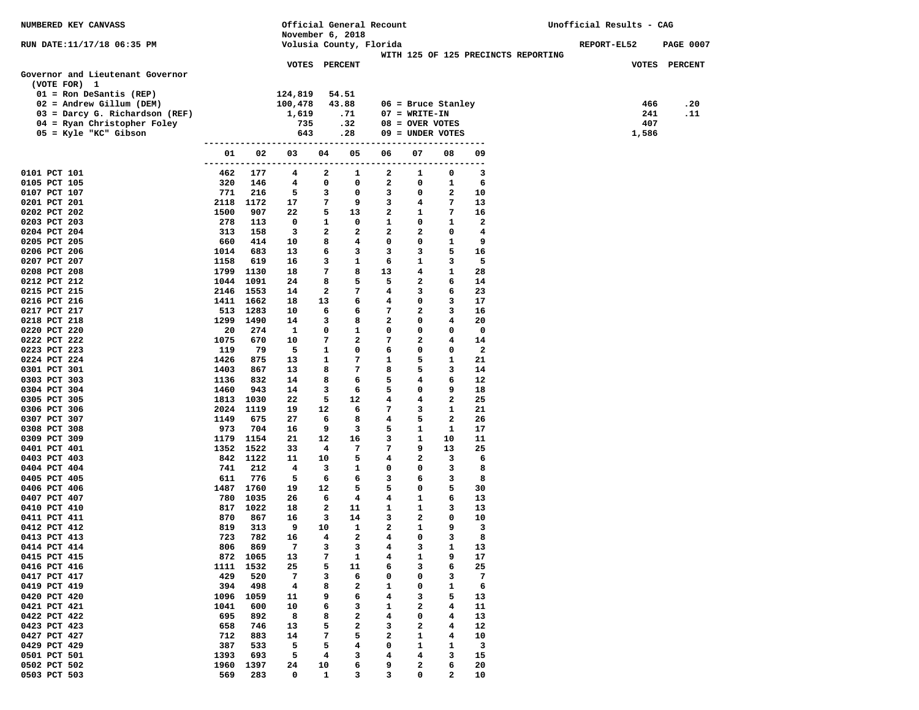NUMBERED KEY CANVASS

RUN DATE:11/17/18 06:35 PM

Official General Recount
November 6, 2018
Volusia County, Florida

Unofficial Results - CAG

REPORT-EL52 PAGE 0007

WITH 125 OF 125 PRECINCTS REPORTING

## Governor and Lieutenant Governor

(VOTE FOR) 1

| Candidate | VOTES | PERCENT |
|---|---|---|
| 01 = Ron DeSantis (REP) | 124,819 | 54.51 |
| 02 = Andrew Gillum (DEM) | 100,478 | 43.88 |
| 03 = Darcy G. Richardson (REF) | 1,619 | .71 |
| 04 = Ryan Christopher Foley | 735 | .32 |
| 05 = Kyle "KC" Gibson | 643 | .28 |
| 06 = Bruce Stanley | 466 | .20 |
| 07 = WRITE-IN | 241 | .11 |
| 08 = OVER VOTES | 407 | |
| 09 = UNDER VOTES | 1,586 | |

| Precinct | 01 | 02 | 03 | 04 | 05 | 06 | 07 | 08 | 09 |
|---|---|---|---|---|---|---|---|---|---|
| 0101 PCT 101 | 462 | 177 | 4 | 2 | 1 | 2 | 1 | 0 | 3 |
| 0105 PCT 105 | 320 | 146 | 4 | 0 | 0 | 2 | 0 | 1 | 6 |
| 0107 PCT 107 | 771 | 216 | 5 | 3 | 0 | 3 | 0 | 2 | 10 |
| 0201 PCT 201 | 2118 | 1172 | 17 | 7 | 9 | 3 | 4 | 7 | 13 |
| 0202 PCT 202 | 1500 | 907 | 22 | 5 | 13 | 2 | 1 | 7 | 16 |
| 0203 PCT 203 | 278 | 113 | 0 | 1 | 0 | 1 | 0 | 1 | 2 |
| 0204 PCT 204 | 313 | 158 | 3 | 2 | 2 | 2 | 2 | 0 | 4 |
| 0205 PCT 205 | 660 | 414 | 10 | 8 | 4 | 0 | 0 | 1 | 9 |
| 0206 PCT 206 | 1014 | 683 | 13 | 6 | 3 | 3 | 3 | 5 | 16 |
| 0207 PCT 207 | 1158 | 619 | 16 | 3 | 1 | 6 | 1 | 3 | 5 |
| 0208 PCT 208 | 1799 | 1130 | 18 | 7 | 8 | 13 | 4 | 1 | 28 |
| 0212 PCT 212 | 1044 | 1091 | 24 | 8 | 5 | 5 | 2 | 6 | 14 |
| 0215 PCT 215 | 2146 | 1553 | 14 | 2 | 7 | 4 | 3 | 6 | 23 |
| 0216 PCT 216 | 1411 | 1662 | 18 | 13 | 6 | 4 | 0 | 3 | 17 |
| 0217 PCT 217 | 513 | 1283 | 10 | 6 | 6 | 7 | 2 | 3 | 16 |
| 0218 PCT 218 | 1299 | 1490 | 14 | 3 | 8 | 2 | 0 | 4 | 20 |
| 0220 PCT 220 | 20 | 274 | 1 | 0 | 1 | 0 | 0 | 0 | 0 |
| 0222 PCT 222 | 1075 | 670 | 10 | 7 | 2 | 7 | 2 | 4 | 14 |
| 0223 PCT 223 | 119 | 79 | 5 | 1 | 0 | 6 | 0 | 0 | 2 |
| 0224 PCT 224 | 1426 | 875 | 13 | 1 | 7 | 1 | 5 | 1 | 21 |
| 0301 PCT 301 | 1403 | 867 | 13 | 8 | 7 | 8 | 5 | 3 | 14 |
| 0303 PCT 303 | 1136 | 832 | 14 | 8 | 6 | 5 | 4 | 6 | 12 |
| 0304 PCT 304 | 1460 | 943 | 14 | 3 | 6 | 5 | 0 | 9 | 18 |
| 0305 PCT 305 | 1813 | 1030 | 22 | 5 | 12 | 4 | 4 | 2 | 25 |
| 0306 PCT 306 | 2024 | 1119 | 19 | 12 | 6 | 7 | 3 | 1 | 21 |
| 0307 PCT 307 | 1149 | 675 | 27 | 6 | 8 | 4 | 5 | 2 | 26 |
| 0308 PCT 308 | 973 | 704 | 16 | 9 | 3 | 5 | 1 | 1 | 17 |
| 0309 PCT 309 | 1179 | 1154 | 21 | 12 | 16 | 3 | 1 | 10 | 11 |
| 0401 PCT 401 | 1352 | 1522 | 33 | 4 | 7 | 7 | 9 | 13 | 25 |
| 0403 PCT 403 | 842 | 1122 | 11 | 10 | 5 | 4 | 2 | 3 | 6 |
| 0404 PCT 404 | 741 | 212 | 4 | 3 | 1 | 0 | 0 | 3 | 8 |
| 0405 PCT 405 | 611 | 776 | 5 | 6 | 6 | 3 | 6 | 3 | 8 |
| 0406 PCT 406 | 1487 | 1760 | 19 | 12 | 5 | 5 | 0 | 5 | 30 |
| 0407 PCT 407 | 780 | 1035 | 26 | 6 | 4 | 4 | 1 | 6 | 13 |
| 0410 PCT 410 | 817 | 1022 | 18 | 2 | 11 | 1 | 1 | 3 | 13 |
| 0411 PCT 411 | 870 | 867 | 16 | 3 | 14 | 3 | 2 | 0 | 10 |
| 0412 PCT 412 | 819 | 313 | 9 | 10 | 1 | 2 | 1 | 9 | 3 |
| 0413 PCT 413 | 723 | 782 | 16 | 4 | 2 | 4 | 0 | 3 | 8 |
| 0414 PCT 414 | 806 | 869 | 7 | 3 | 3 | 4 | 3 | 1 | 13 |
| 0415 PCT 415 | 872 | 1065 | 13 | 7 | 1 | 4 | 1 | 9 | 17 |
| 0416 PCT 416 | 1111 | 1532 | 25 | 5 | 11 | 6 | 3 | 6 | 25 |
| 0417 PCT 417 | 429 | 520 | 7 | 3 | 6 | 0 | 0 | 3 | 7 |
| 0419 PCT 419 | 394 | 498 | 4 | 8 | 2 | 1 | 0 | 1 | 6 |
| 0420 PCT 420 | 1096 | 1059 | 11 | 9 | 6 | 4 | 3 | 5 | 13 |
| 0421 PCT 421 | 1041 | 600 | 10 | 6 | 3 | 1 | 2 | 4 | 11 |
| 0422 PCT 422 | 695 | 892 | 8 | 8 | 2 | 4 | 0 | 4 | 13 |
| 0423 PCT 423 | 658 | 746 | 13 | 5 | 2 | 3 | 2 | 4 | 12 |
| 0427 PCT 427 | 712 | 883 | 14 | 7 | 5 | 2 | 1 | 4 | 10 |
| 0429 PCT 429 | 387 | 533 | 5 | 5 | 4 | 0 | 1 | 1 | 3 |
| 0501 PCT 501 | 1393 | 693 | 5 | 4 | 3 | 4 | 4 | 3 | 15 |
| 0502 PCT 502 | 1960 | 1397 | 24 | 10 | 6 | 9 | 2 | 6 | 20 |
| 0503 PCT 503 | 569 | 283 | 0 | 1 | 3 | 3 | 0 | 2 | 10 |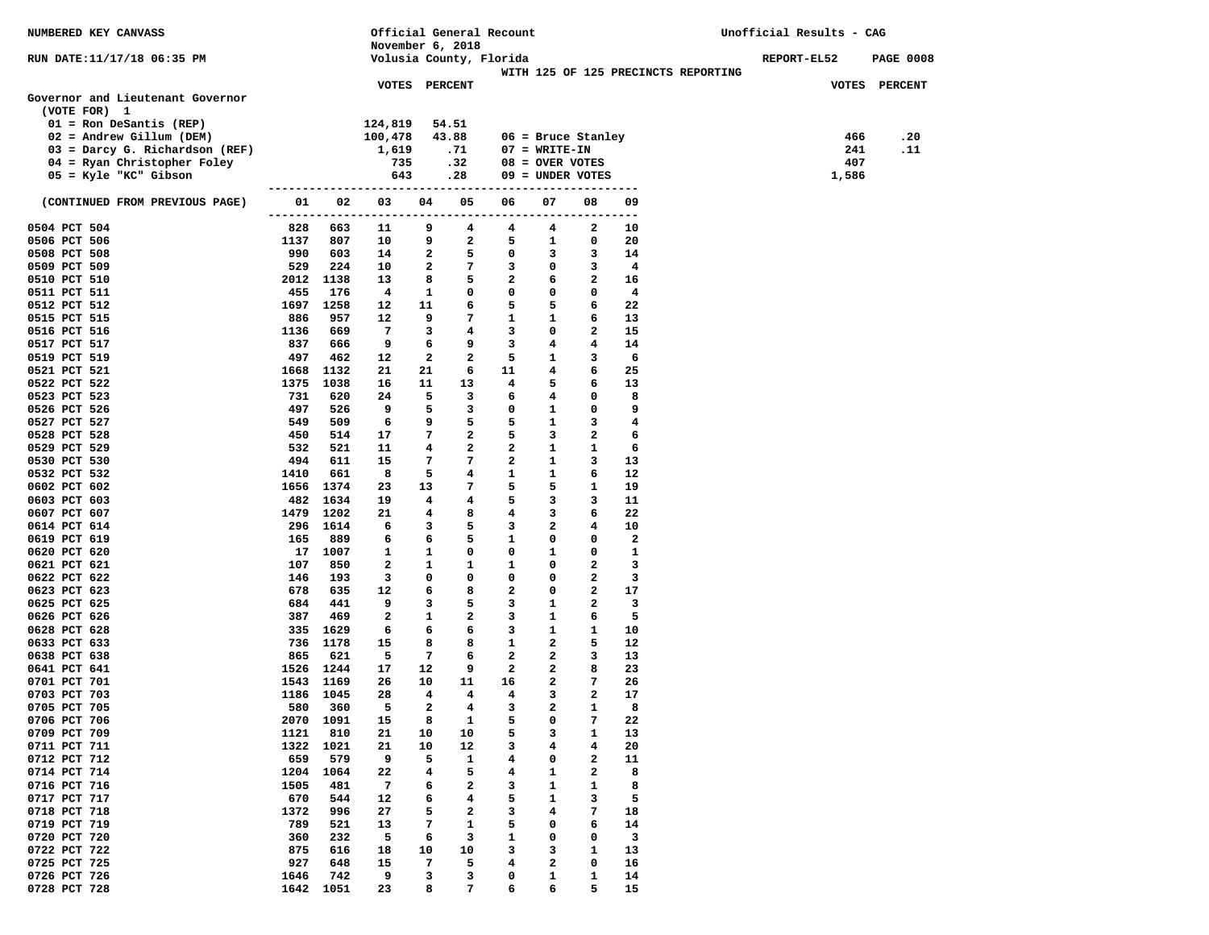NUMBERED KEY CANVASS

RUN DATE:11/17/18 06:35 PM

Official General Recount
November 6, 2018
Volusia County, Florida
WITH 125 OF 125 PRECINCTS REPORTING

Unofficial Results - CAG

REPORT-EL52 PAGE 0008

**Governor and Lieutenant Governor**
(VOTE FOR) 1

| | VOTES | PERCENT |
|---|---|---|
| 01 = Ron DeSantis (REP) | 124,819 | 54.51 |
| 02 = Andrew Gillum (DEM) | 100,478 | 43.88 |
| 03 = Darcy G. Richardson (REF) | 1,619 | .71 |
| 04 = Ryan Christopher Foley | 735 | .32 |
| 05 = Kyle "KC" Gibson | 643 | .28 |
| 06 = Bruce Stanley | 466 | .20 |
| 07 = WRITE-IN | 241 | .11 |
| 08 = OVER VOTES | 407 | |
| 09 = UNDER VOTES | 1,586 | |

| (CONTINUED FROM PREVIOUS PAGE) | 01 | 02 | 03 | 04 | 05 | 06 | 07 | 08 | 09 |
|---|---|---|---|---|---|---|---|---|---|
| 0504 PCT 504 | 828 | 663 | 11 | 9 | 4 | 4 | 4 | 2 | 10 |
| 0506 PCT 506 | 1137 | 807 | 10 | 9 | 2 | 5 | 1 | 0 | 20 |
| 0508 PCT 508 | 990 | 603 | 14 | 2 | 5 | 0 | 3 | 3 | 14 |
| 0509 PCT 509 | 529 | 224 | 10 | 2 | 7 | 3 | 0 | 3 | 4 |
| 0510 PCT 510 | 2012 | 1138 | 13 | 8 | 5 | 2 | 6 | 2 | 16 |
| 0511 PCT 511 | 455 | 176 | 4 | 1 | 0 | 0 | 0 | 0 | 4 |
| 0512 PCT 512 | 1697 | 1258 | 12 | 11 | 6 | 5 | 5 | 6 | 22 |
| 0515 PCT 515 | 886 | 957 | 12 | 9 | 7 | 1 | 1 | 6 | 13 |
| 0516 PCT 516 | 1136 | 669 | 7 | 3 | 4 | 3 | 0 | 2 | 15 |
| 0517 PCT 517 | 837 | 666 | 9 | 6 | 9 | 3 | 4 | 4 | 14 |
| 0519 PCT 519 | 497 | 462 | 12 | 2 | 2 | 5 | 1 | 3 | 6 |
| 0521 PCT 521 | 1668 | 1132 | 21 | 21 | 6 | 11 | 4 | 6 | 25 |
| 0522 PCT 522 | 1375 | 1038 | 16 | 11 | 13 | 4 | 5 | 6 | 13 |
| 0523 PCT 523 | 731 | 620 | 24 | 5 | 3 | 6 | 4 | 0 | 8 |
| 0526 PCT 526 | 497 | 526 | 9 | 5 | 3 | 0 | 1 | 0 | 9 |
| 0527 PCT 527 | 549 | 509 | 6 | 9 | 5 | 5 | 1 | 3 | 4 |
| 0528 PCT 528 | 450 | 514 | 17 | 7 | 2 | 5 | 3 | 2 | 6 |
| 0529 PCT 529 | 532 | 521 | 11 | 4 | 2 | 2 | 1 | 1 | 6 |
| 0530 PCT 530 | 494 | 611 | 15 | 7 | 7 | 2 | 1 | 3 | 13 |
| 0532 PCT 532 | 1410 | 661 | 8 | 5 | 4 | 1 | 1 | 6 | 12 |
| 0602 PCT 602 | 1656 | 1374 | 23 | 13 | 7 | 5 | 5 | 1 | 19 |
| 0603 PCT 603 | 482 | 1634 | 19 | 4 | 4 | 5 | 3 | 3 | 11 |
| 0607 PCT 607 | 1479 | 1202 | 21 | 4 | 8 | 4 | 3 | 6 | 22 |
| 0614 PCT 614 | 296 | 1614 | 6 | 3 | 5 | 3 | 2 | 4 | 10 |
| 0619 PCT 619 | 165 | 889 | 6 | 6 | 5 | 1 | 0 | 0 | 2 |
| 0620 PCT 620 | 17 | 1007 | 1 | 1 | 0 | 0 | 1 | 0 | 1 |
| 0621 PCT 621 | 107 | 850 | 2 | 1 | 1 | 1 | 0 | 2 | 3 |
| 0622 PCT 622 | 146 | 193 | 3 | 0 | 0 | 0 | 0 | 2 | 3 |
| 0623 PCT 623 | 678 | 635 | 12 | 6 | 8 | 2 | 0 | 2 | 17 |
| 0625 PCT 625 | 684 | 441 | 9 | 3 | 5 | 3 | 1 | 2 | 3 |
| 0626 PCT 626 | 387 | 469 | 2 | 1 | 2 | 3 | 1 | 6 | 5 |
| 0628 PCT 628 | 335 | 1629 | 6 | 6 | 6 | 3 | 1 | 1 | 10 |
| 0633 PCT 633 | 736 | 1178 | 15 | 8 | 8 | 1 | 2 | 5 | 12 |
| 0638 PCT 638 | 865 | 621 | 5 | 7 | 6 | 2 | 2 | 3 | 13 |
| 0641 PCT 641 | 1526 | 1244 | 17 | 12 | 9 | 2 | 2 | 8 | 23 |
| 0701 PCT 701 | 1543 | 1169 | 26 | 10 | 11 | 16 | 2 | 7 | 26 |
| 0703 PCT 703 | 1186 | 1045 | 28 | 4 | 4 | 4 | 3 | 2 | 17 |
| 0705 PCT 705 | 580 | 360 | 5 | 2 | 4 | 3 | 2 | 1 | 8 |
| 0706 PCT 706 | 2070 | 1091 | 15 | 8 | 1 | 5 | 0 | 7 | 22 |
| 0709 PCT 709 | 1121 | 810 | 21 | 10 | 10 | 5 | 3 | 1 | 13 |
| 0711 PCT 711 | 1322 | 1021 | 21 | 10 | 12 | 3 | 4 | 4 | 20 |
| 0712 PCT 712 | 659 | 579 | 9 | 5 | 1 | 4 | 0 | 2 | 11 |
| 0714 PCT 714 | 1204 | 1064 | 22 | 4 | 5 | 4 | 1 | 2 | 8 |
| 0716 PCT 716 | 1505 | 481 | 7 | 6 | 2 | 3 | 1 | 1 | 8 |
| 0717 PCT 717 | 670 | 544 | 12 | 6 | 4 | 5 | 1 | 3 | 5 |
| 0718 PCT 718 | 1372 | 996 | 27 | 5 | 2 | 3 | 4 | 7 | 18 |
| 0719 PCT 719 | 789 | 521 | 13 | 7 | 1 | 5 | 0 | 6 | 14 |
| 0720 PCT 720 | 360 | 232 | 5 | 6 | 3 | 1 | 0 | 0 | 3 |
| 0722 PCT 722 | 875 | 616 | 18 | 10 | 10 | 3 | 3 | 1 | 13 |
| 0725 PCT 725 | 927 | 648 | 15 | 7 | 5 | 4 | 2 | 0 | 16 |
| 0726 PCT 726 | 1646 | 742 | 9 | 3 | 3 | 0 | 1 | 1 | 14 |
| 0728 PCT 728 | 1642 | 1051 | 23 | 8 | 7 | 6 | 6 | 5 | 15 |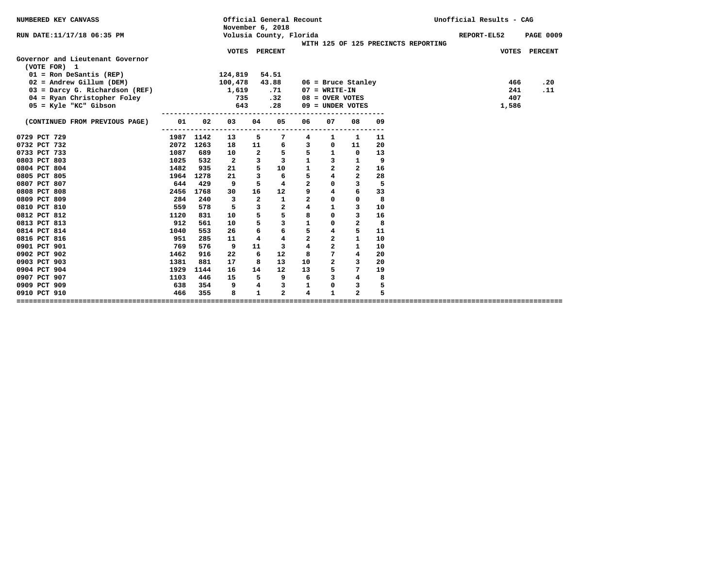NUMBERED KEY CANVASS

RUN DATE:11/17/18 06:35 PM

Official General Recount
November 6, 2018
Volusia County, Florida

WITH 125 OF 125 PRECINCTS REPORTING

Unofficial Results - CAG

REPORT-EL52 PAGE 0009

**Governor and Lieutenant Governor**
(VOTE FOR) 1

| | VOTES | PERCENT | | VOTES | PERCENT |
|---|---|---|---|---|---|
| 01 = Ron DeSantis (REP) | 124,819 | 54.51 | 06 = Bruce Stanley | 466 | .20 |
| 02 = Andrew Gillum (DEM) | 100,478 | 43.88 | 07 = WRITE-IN | 241 | .11 |
| 03 = Darcy G. Richardson (REF) | 1,619 | .71 | 08 = OVER VOTES | 407 | |
| 04 = Ryan Christopher Foley | 735 | .32 | 09 = UNDER VOTES | 1,586 | |
| 05 = Kyle "KC" Gibson | 643 | .28 | | | |

| (CONTINUED FROM PREVIOUS PAGE) | 01 | 02 | 03 | 04 | 05 | 06 | 07 | 08 | 09 |
|---|---|---|---|---|---|---|---|---|---|
| 0729 PCT 729 | 1987 | 1142 | 13 | 5 | 7 | 4 | 1 | 1 | 11 |
| 0732 PCT 732 | 2072 | 1263 | 18 | 11 | 6 | 3 | 0 | 11 | 20 |
| 0733 PCT 733 | 1087 | 689 | 10 | 2 | 5 | 5 | 1 | 0 | 13 |
| 0803 PCT 803 | 1025 | 532 | 2 | 3 | 3 | 1 | 3 | 1 | 9 |
| 0804 PCT 804 | 1482 | 935 | 21 | 5 | 10 | 1 | 2 | 2 | 16 |
| 0805 PCT 805 | 1964 | 1278 | 21 | 3 | 6 | 5 | 4 | 2 | 28 |
| 0807 PCT 807 | 644 | 429 | 9 | 5 | 4 | 2 | 0 | 3 | 5 |
| 0808 PCT 808 | 2456 | 1768 | 30 | 16 | 12 | 9 | 4 | 6 | 33 |
| 0809 PCT 809 | 284 | 240 | 3 | 2 | 1 | 2 | 0 | 0 | 8 |
| 0810 PCT 810 | 559 | 578 | 5 | 3 | 2 | 4 | 1 | 3 | 10 |
| 0812 PCT 812 | 1120 | 831 | 10 | 5 | 5 | 8 | 0 | 3 | 16 |
| 0813 PCT 813 | 912 | 561 | 10 | 5 | 3 | 1 | 0 | 2 | 8 |
| 0814 PCT 814 | 1040 | 553 | 26 | 6 | 6 | 5 | 4 | 5 | 11 |
| 0816 PCT 816 | 951 | 285 | 11 | 4 | 4 | 2 | 2 | 1 | 10 |
| 0901 PCT 901 | 769 | 576 | 9 | 11 | 3 | 4 | 2 | 1 | 10 |
| 0902 PCT 902 | 1462 | 916 | 22 | 6 | 12 | 8 | 7 | 4 | 20 |
| 0903 PCT 903 | 1381 | 881 | 17 | 8 | 13 | 10 | 2 | 3 | 20 |
| 0904 PCT 904 | 1929 | 1144 | 16 | 14 | 12 | 13 | 5 | 7 | 19 |
| 0907 PCT 907 | 1103 | 446 | 15 | 5 | 9 | 6 | 3 | 4 | 8 |
| 0909 PCT 909 | 638 | 354 | 9 | 4 | 3 | 1 | 0 | 3 | 5 |
| 0910 PCT 910 | 466 | 355 | 8 | 1 | 2 | 4 | 1 | 2 | 5 |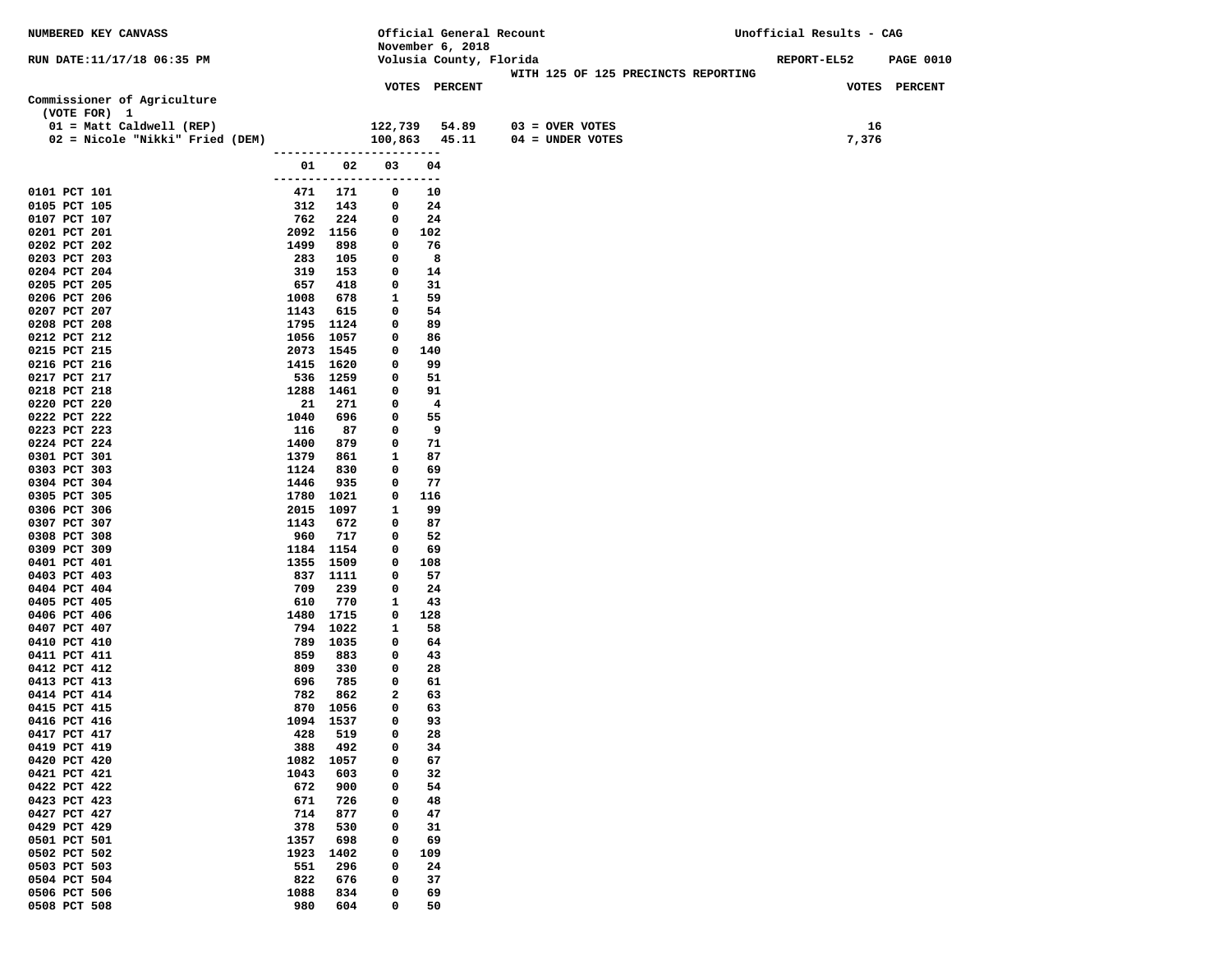NUMBERED KEY CANVASS

RUN DATE:11/17/18 06:35 PM

Official General Recount
November 6, 2018
Volusia County, Florida
WITH 125 OF 125 PRECINCTS REPORTING

Unofficial Results - CAG

REPORT-EL52 PAGE 0010

## Commissioner of Agriculture

(VOTE FOR) 1

| | VOTES | PERCENT | | VOTES |
|---|---|---|---|---|
| 01 = Matt Caldwell (REP) | 122,739 | 54.89 | 03 = OVER VOTES | 16 |
| 02 = Nicole "Nikki" Fried (DEM) | 100,863 | 45.11 | 04 = UNDER VOTES | 7,376 |

| Precinct | 01 | 02 | 03 | 04 |
|---|---|---|---|---|
| 0101 PCT 101 | 471 | 171 | 0 | 10 |
| 0105 PCT 105 | 312 | 143 | 0 | 24 |
| 0107 PCT 107 | 762 | 224 | 0 | 24 |
| 0201 PCT 201 | 2092 | 1156 | 0 | 102 |
| 0202 PCT 202 | 1499 | 898 | 0 | 76 |
| 0203 PCT 203 | 283 | 105 | 0 | 8 |
| 0204 PCT 204 | 319 | 153 | 0 | 14 |
| 0205 PCT 205 | 657 | 418 | 0 | 31 |
| 0206 PCT 206 | 1008 | 678 | 1 | 59 |
| 0207 PCT 207 | 1143 | 615 | 0 | 54 |
| 0208 PCT 208 | 1795 | 1124 | 0 | 89 |
| 0212 PCT 212 | 1056 | 1057 | 0 | 86 |
| 0215 PCT 215 | 2073 | 1545 | 0 | 140 |
| 0216 PCT 216 | 1415 | 1620 | 0 | 99 |
| 0217 PCT 217 | 536 | 1259 | 0 | 51 |
| 0218 PCT 218 | 1288 | 1461 | 0 | 91 |
| 0220 PCT 220 | 21 | 271 | 0 | 4 |
| 0222 PCT 222 | 1040 | 696 | 0 | 55 |
| 0223 PCT 223 | 116 | 87 | 0 | 9 |
| 0224 PCT 224 | 1400 | 879 | 0 | 71 |
| 0301 PCT 301 | 1379 | 861 | 1 | 87 |
| 0303 PCT 303 | 1124 | 830 | 0 | 69 |
| 0304 PCT 304 | 1446 | 935 | 0 | 77 |
| 0305 PCT 305 | 1780 | 1021 | 0 | 116 |
| 0306 PCT 306 | 2015 | 1097 | 1 | 99 |
| 0307 PCT 307 | 1143 | 672 | 0 | 87 |
| 0308 PCT 308 | 960 | 717 | 0 | 52 |
| 0309 PCT 309 | 1184 | 1154 | 0 | 69 |
| 0401 PCT 401 | 1355 | 1509 | 0 | 108 |
| 0403 PCT 403 | 837 | 1111 | 0 | 57 |
| 0404 PCT 404 | 709 | 239 | 0 | 24 |
| 0405 PCT 405 | 610 | 770 | 1 | 43 |
| 0406 PCT 406 | 1480 | 1715 | 0 | 128 |
| 0407 PCT 407 | 794 | 1022 | 1 | 58 |
| 0410 PCT 410 | 789 | 1035 | 0 | 64 |
| 0411 PCT 411 | 859 | 883 | 0 | 43 |
| 0412 PCT 412 | 809 | 330 | 0 | 28 |
| 0413 PCT 413 | 696 | 785 | 0 | 61 |
| 0414 PCT 414 | 782 | 862 | 2 | 63 |
| 0415 PCT 415 | 870 | 1056 | 0 | 63 |
| 0416 PCT 416 | 1094 | 1537 | 0 | 93 |
| 0417 PCT 417 | 428 | 519 | 0 | 28 |
| 0419 PCT 419 | 388 | 492 | 0 | 34 |
| 0420 PCT 420 | 1082 | 1057 | 0 | 67 |
| 0421 PCT 421 | 1043 | 603 | 0 | 32 |
| 0422 PCT 422 | 672 | 900 | 0 | 54 |
| 0423 PCT 423 | 671 | 726 | 0 | 48 |
| 0427 PCT 427 | 714 | 877 | 0 | 47 |
| 0429 PCT 429 | 378 | 530 | 0 | 31 |
| 0501 PCT 501 | 1357 | 698 | 0 | 69 |
| 0502 PCT 502 | 1923 | 1402 | 0 | 109 |
| 0503 PCT 503 | 551 | 296 | 0 | 24 |
| 0504 PCT 504 | 822 | 676 | 0 | 37 |
| 0506 PCT 506 | 1088 | 834 | 0 | 69 |
| 0508 PCT 508 | 980 | 604 | 0 | 50 |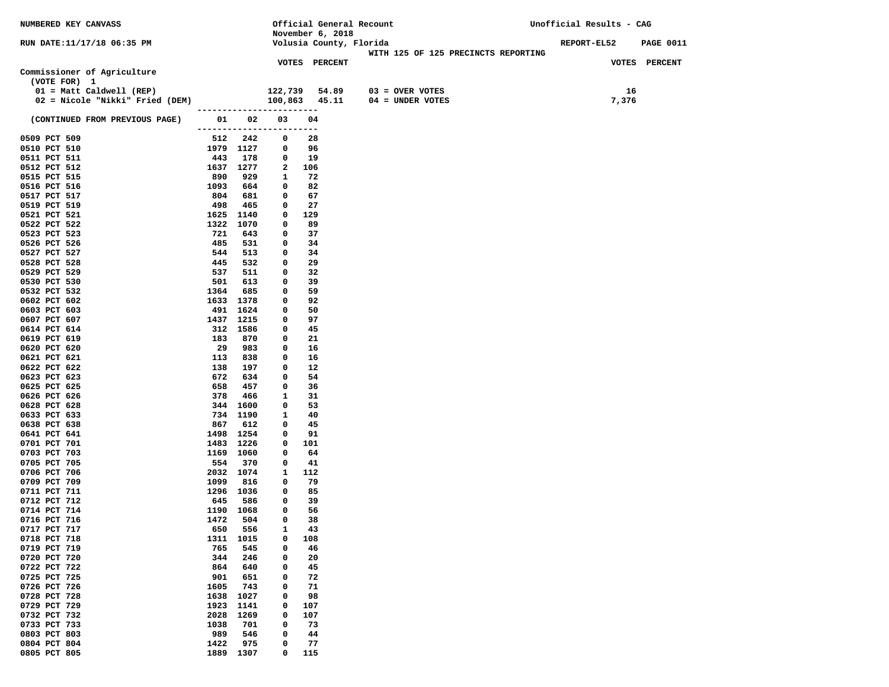NUMBERED KEY CANVASS

RUN DATE:11/17/18 06:35 PM

Official General Recount
November 6, 2018
Volusia County, Florida
WITH 125 OF 125 PRECINCTS REPORTING

Unofficial Results - CAG

REPORT-EL52

## Commissioner of Agriculture

(VOTE FOR) 1

| | VOTES | PERCENT | | VOTES |
|---|---|---|---|---|
| 01 = Matt Caldwell (REP) | 122,739 | 54.89 | 03 = OVER VOTES | 16 |
| 02 = Nicole "Nikki" Fried (DEM) | 100,863 | 45.11 | 04 = UNDER VOTES | 7,376 |

| (CONTINUED FROM PREVIOUS PAGE) | 01 | 02 | 03 | 04 |
|---|---|---|---|---|
| 0509 PCT 509 | 512 | 242 | 0 | 28 |
| 0510 PCT 510 | 1979 | 1127 | 0 | 96 |
| 0511 PCT 511 | 443 | 178 | 0 | 19 |
| 0512 PCT 512 | 1637 | 1277 | 2 | 106 |
| 0515 PCT 515 | 890 | 929 | 1 | 72 |
| 0516 PCT 516 | 1093 | 664 | 0 | 82 |
| 0517 PCT 517 | 804 | 681 | 0 | 67 |
| 0519 PCT 519 | 498 | 465 | 0 | 27 |
| 0521 PCT 521 | 1625 | 1140 | 0 | 129 |
| 0522 PCT 522 | 1322 | 1070 | 0 | 89 |
| 0523 PCT 523 | 721 | 643 | 0 | 37 |
| 0526 PCT 526 | 485 | 531 | 0 | 34 |
| 0527 PCT 527 | 544 | 513 | 0 | 34 |
| 0528 PCT 528 | 445 | 532 | 0 | 29 |
| 0529 PCT 529 | 537 | 511 | 0 | 32 |
| 0530 PCT 530 | 501 | 613 | 0 | 39 |
| 0532 PCT 532 | 1364 | 685 | 0 | 59 |
| 0602 PCT 602 | 1633 | 1378 | 0 | 92 |
| 0603 PCT 603 | 491 | 1624 | 0 | 50 |
| 0607 PCT 607 | 1437 | 1215 | 0 | 97 |
| 0614 PCT 614 | 312 | 1586 | 0 | 45 |
| 0619 PCT 619 | 183 | 870 | 0 | 21 |
| 0620 PCT 620 | 29 | 983 | 0 | 16 |
| 0621 PCT 621 | 113 | 838 | 0 | 16 |
| 0622 PCT 622 | 138 | 197 | 0 | 12 |
| 0623 PCT 623 | 672 | 634 | 0 | 54 |
| 0625 PCT 625 | 658 | 457 | 0 | 36 |
| 0626 PCT 626 | 378 | 466 | 1 | 31 |
| 0628 PCT 628 | 344 | 1600 | 0 | 53 |
| 0633 PCT 633 | 734 | 1190 | 1 | 40 |
| 0638 PCT 638 | 867 | 612 | 0 | 45 |
| 0641 PCT 641 | 1498 | 1254 | 0 | 91 |
| 0701 PCT 701 | 1483 | 1226 | 0 | 101 |
| 0703 PCT 703 | 1169 | 1060 | 0 | 64 |
| 0705 PCT 705 | 554 | 370 | 0 | 41 |
| 0706 PCT 706 | 2032 | 1074 | 1 | 112 |
| 0709 PCT 709 | 1099 | 816 | 0 | 79 |
| 0711 PCT 711 | 1296 | 1036 | 0 | 85 |
| 0712 PCT 712 | 645 | 586 | 0 | 39 |
| 0714 PCT 714 | 1190 | 1068 | 0 | 56 |
| 0716 PCT 716 | 1472 | 504 | 0 | 38 |
| 0717 PCT 717 | 650 | 556 | 1 | 43 |
| 0718 PCT 718 | 1311 | 1015 | 0 | 108 |
| 0719 PCT 719 | 765 | 545 | 0 | 46 |
| 0720 PCT 720 | 344 | 246 | 0 | 20 |
| 0722 PCT 722 | 864 | 640 | 0 | 45 |
| 0725 PCT 725 | 901 | 651 | 0 | 72 |
| 0726 PCT 726 | 1605 | 743 | 0 | 71 |
| 0728 PCT 728 | 1638 | 1027 | 0 | 98 |
| 0729 PCT 729 | 1923 | 1141 | 0 | 107 |
| 0732 PCT 732 | 2028 | 1269 | 0 | 107 |
| 0733 PCT 733 | 1038 | 701 | 0 | 73 |
| 0803 PCT 803 | 989 | 546 | 0 | 44 |
| 0804 PCT 804 | 1422 | 975 | 0 | 77 |
| 0805 PCT 805 | 1889 | 1307 | 0 | 115 |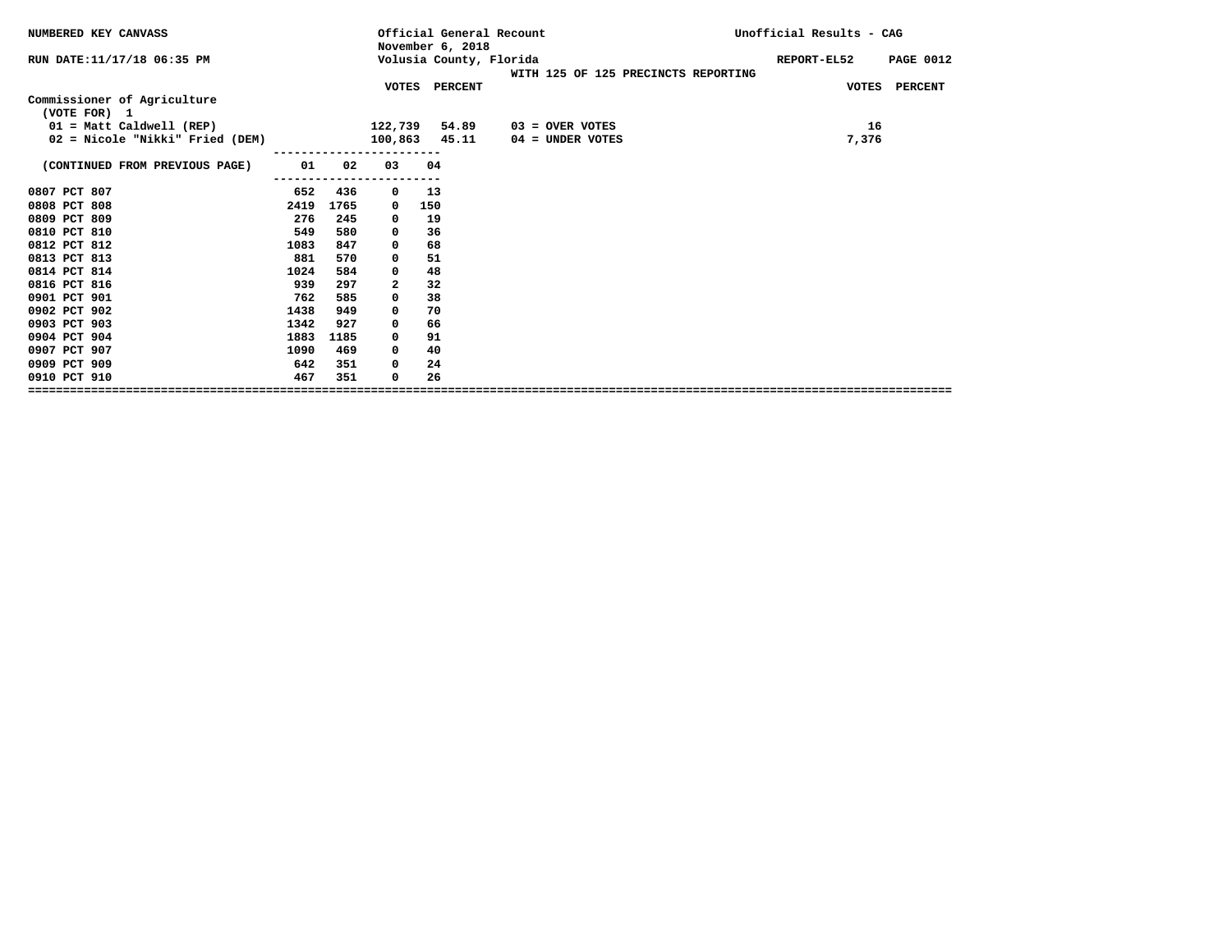NUMBERED KEY CANVASS

Official General Recount
November 6, 2018
Volusia County, Florida
WITH 125 OF 125 PRECINCTS REPORTING

Unofficial Results - CAG

RUN DATE:11/17/18 06:35 PM

REPORT-EL52

## Commissioner of Agriculture

(VOTE FOR) 1

| | VOTES | PERCENT |
|---|---|---|
| 01 = Matt Caldwell (REP) | 122,739 | 54.89 |
| 02 = Nicole "Nikki" Fried (DEM) | 100,863 | 45.11 |

| | VOTES | PERCENT |
|---|---|---|
| 03 = OVER VOTES | 16 | |
| 04 = UNDER VOTES | 7,376 | |

| (CONTINUED FROM PREVIOUS PAGE) | 01 | 02 | 03 | 04 |
|---|---|---|---|---|
| 0807 PCT 807 | 652 | 436 | 0 | 13 |
| 0808 PCT 808 | 2419 | 1765 | 0 | 150 |
| 0809 PCT 809 | 276 | 245 | 0 | 19 |
| 0810 PCT 810 | 549 | 580 | 0 | 36 |
| 0812 PCT 812 | 1083 | 847 | 0 | 68 |
| 0813 PCT 813 | 881 | 570 | 0 | 51 |
| 0814 PCT 814 | 1024 | 584 | 0 | 48 |
| 0816 PCT 816 | 939 | 297 | 2 | 32 |
| 0901 PCT 901 | 762 | 585 | 0 | 38 |
| 0902 PCT 902 | 1438 | 949 | 0 | 70 |
| 0903 PCT 903 | 1342 | 927 | 0 | 66 |
| 0904 PCT 904 | 1883 | 1185 | 0 | 91 |
| 0907 PCT 907 | 1090 | 469 | 0 | 40 |
| 0909 PCT 909 | 642 | 351 | 0 | 24 |
| 0910 PCT 910 | 467 | 351 | 0 | 26 |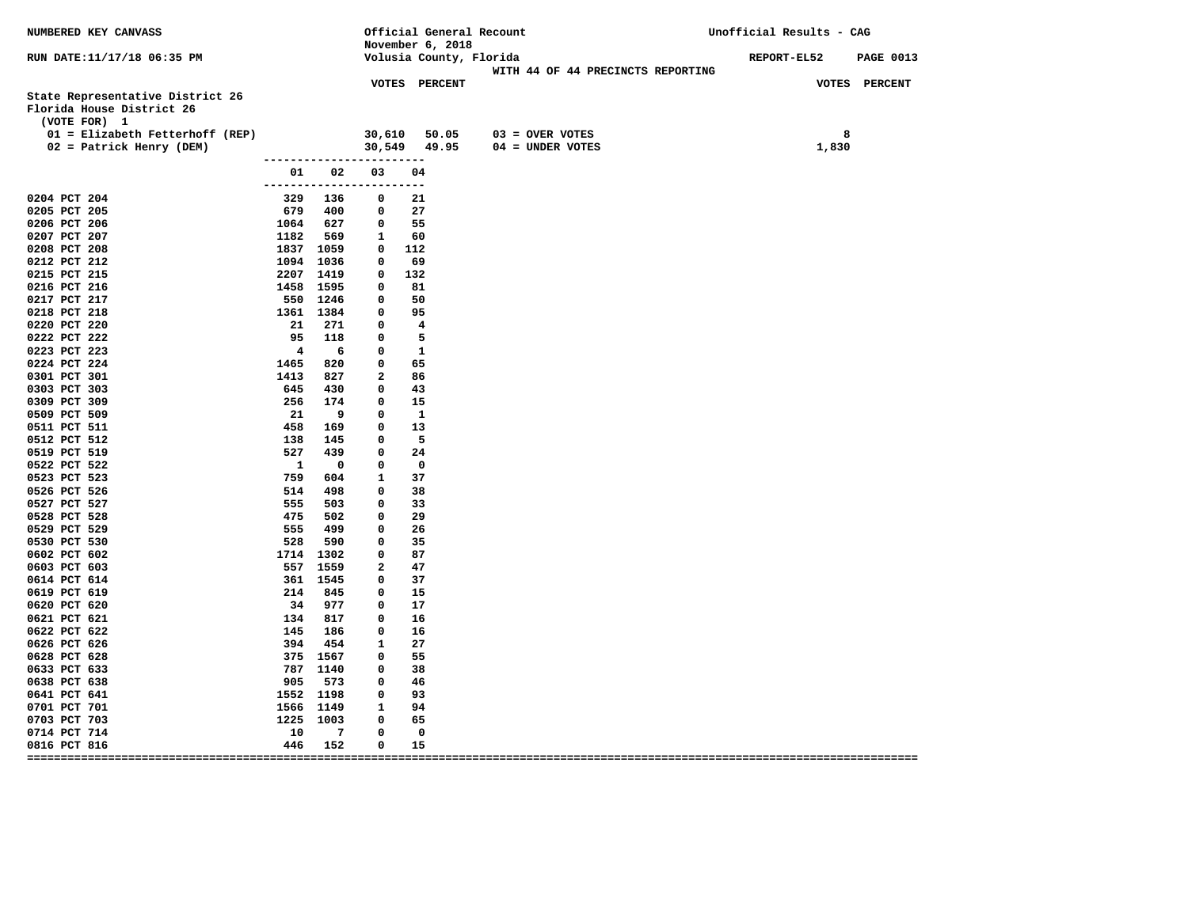NUMBERED KEY CANVASS

Official General Recount
November 6, 2018
Volusia County, Florida

Unofficial Results - CAG

RUN DATE:11/17/18 06:35 PM

REPORT-EL52 PAGE 0013

WITH 44 OF 44 PRECINCTS REPORTING

## State Representative District 26
### Florida House District 26
(VOTE FOR) 1

| Candidate | VOTES | PERCENT | | VOTES |
|---|---|---|---|---|
| 01 = Elizabeth Fetterhoff (REP) | 30,610 | 50.05 | 03 = OVER VOTES | 8 |
| 02 = Patrick Henry (DEM) | 30,549 | 49.95 | 04 = UNDER VOTES | 1,830 |

| Precinct | 01 | 02 | 03 | 04 |
|---|---|---|---|---|
| 0204 PCT 204 | 329 | 136 | 0 | 21 |
| 0205 PCT 205 | 679 | 400 | 0 | 27 |
| 0206 PCT 206 | 1064 | 627 | 0 | 55 |
| 0207 PCT 207 | 1182 | 569 | 1 | 60 |
| 0208 PCT 208 | 1837 | 1059 | 0 | 112 |
| 0212 PCT 212 | 1094 | 1036 | 0 | 69 |
| 0215 PCT 215 | 2207 | 1419 | 0 | 132 |
| 0216 PCT 216 | 1458 | 1595 | 0 | 81 |
| 0217 PCT 217 | 550 | 1246 | 0 | 50 |
| 0218 PCT 218 | 1361 | 1384 | 0 | 95 |
| 0220 PCT 220 | 21 | 271 | 0 | 4 |
| 0222 PCT 222 | 95 | 118 | 0 | 5 |
| 0223 PCT 223 | 4 | 6 | 0 | 1 |
| 0224 PCT 224 | 1465 | 820 | 0 | 65 |
| 0301 PCT 301 | 1413 | 827 | 2 | 86 |
| 0303 PCT 303 | 645 | 430 | 0 | 43 |
| 0309 PCT 309 | 256 | 174 | 0 | 15 |
| 0509 PCT 509 | 21 | 9 | 0 | 1 |
| 0511 PCT 511 | 458 | 169 | 0 | 13 |
| 0512 PCT 512 | 138 | 145 | 0 | 5 |
| 0519 PCT 519 | 527 | 439 | 0 | 24 |
| 0522 PCT 522 | 1 | 0 | 0 | 0 |
| 0523 PCT 523 | 759 | 604 | 1 | 37 |
| 0526 PCT 526 | 514 | 498 | 0 | 38 |
| 0527 PCT 527 | 555 | 503 | 0 | 33 |
| 0528 PCT 528 | 475 | 502 | 0 | 29 |
| 0529 PCT 529 | 555 | 499 | 0 | 26 |
| 0530 PCT 530 | 528 | 590 | 0 | 35 |
| 0602 PCT 602 | 1714 | 1302 | 0 | 87 |
| 0603 PCT 603 | 557 | 1559 | 2 | 47 |
| 0614 PCT 614 | 361 | 1545 | 0 | 37 |
| 0619 PCT 619 | 214 | 845 | 0 | 15 |
| 0620 PCT 620 | 34 | 977 | 0 | 17 |
| 0621 PCT 621 | 134 | 817 | 0 | 16 |
| 0622 PCT 622 | 145 | 186 | 0 | 16 |
| 0626 PCT 626 | 394 | 454 | 1 | 27 |
| 0628 PCT 628 | 375 | 1567 | 0 | 55 |
| 0633 PCT 633 | 787 | 1140 | 0 | 38 |
| 0638 PCT 638 | 905 | 573 | 0 | 46 |
| 0641 PCT 641 | 1552 | 1198 | 0 | 93 |
| 0701 PCT 701 | 1566 | 1149 | 1 | 94 |
| 0703 PCT 703 | 1225 | 1003 | 0 | 65 |
| 0714 PCT 714 | 10 | 7 | 0 | 0 |
| 0816 PCT 816 | 446 | 152 | 0 | 15 |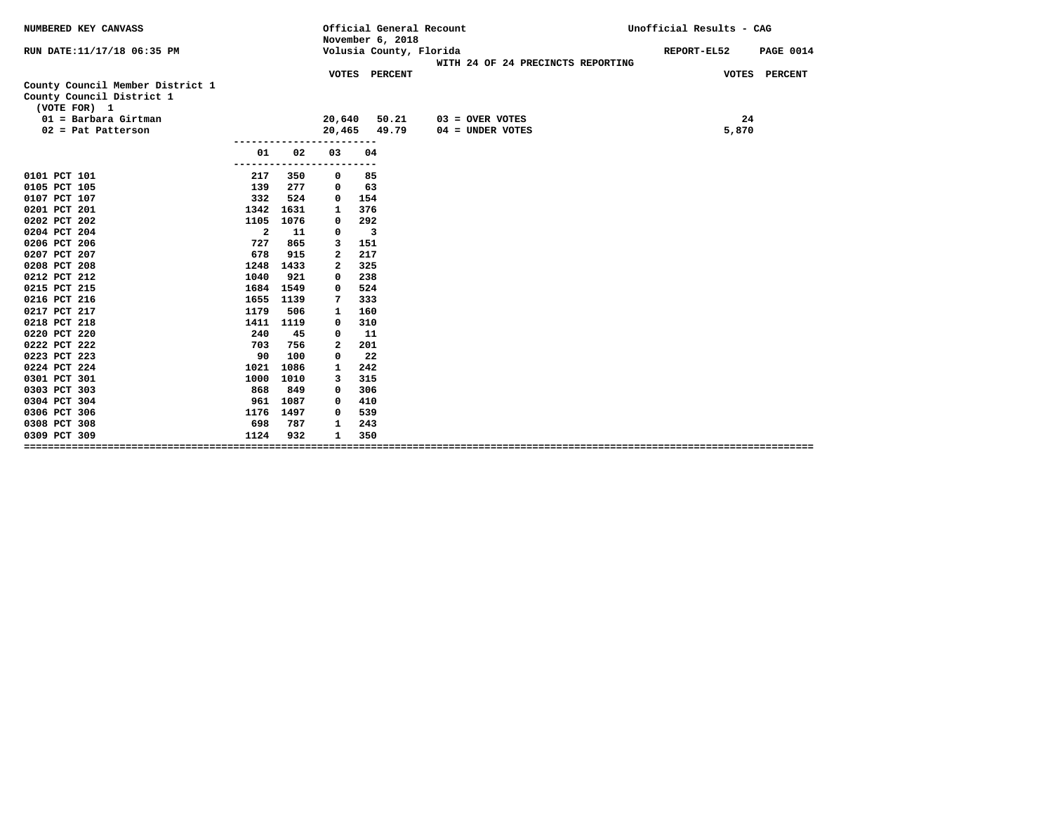NUMBERED KEY CANVASS

RUN DATE:11/17/18 06:35 PM

Official General Recount
November 6, 2018
Volusia County, Florida

Unofficial Results - CAG

REPORT-EL52 PAGE 0014

WITH 24 OF 24 PRECINCTS REPORTING

## County Council Member District 1

County Council District 1
(VOTE FOR) 1

| | VOTES | PERCENT | | VOTES |
|---|---|---|---|---|
| 01 = Barbara Girtman | 20,640 | 50.21 | 03 = OVER VOTES | 24 |
| 02 = Pat Patterson | 20,465 | 49.79 | 04 = UNDER VOTES | 5,870 |

| | 01 | 02 | 03 | 04 |
|---|---|---|---|---|
| 0101 PCT 101 | 217 | 350 | 0 | 85 |
| 0105 PCT 105 | 139 | 277 | 0 | 63 |
| 0107 PCT 107 | 332 | 524 | 0 | 154 |
| 0201 PCT 201 | 1342 | 1631 | 1 | 376 |
| 0202 PCT 202 | 1105 | 1076 | 0 | 292 |
| 0204 PCT 204 | 2 | 11 | 0 | 3 |
| 0206 PCT 206 | 727 | 865 | 3 | 151 |
| 0207 PCT 207 | 678 | 915 | 2 | 217 |
| 0208 PCT 208 | 1248 | 1433 | 2 | 325 |
| 0212 PCT 212 | 1040 | 921 | 0 | 238 |
| 0215 PCT 215 | 1684 | 1549 | 0 | 524 |
| 0216 PCT 216 | 1655 | 1139 | 7 | 333 |
| 0217 PCT 217 | 1179 | 506 | 1 | 160 |
| 0218 PCT 218 | 1411 | 1119 | 0 | 310 |
| 0220 PCT 220 | 240 | 45 | 0 | 11 |
| 0222 PCT 222 | 703 | 756 | 2 | 201 |
| 0223 PCT 223 | 90 | 100 | 0 | 22 |
| 0224 PCT 224 | 1021 | 1086 | 1 | 242 |
| 0301 PCT 301 | 1000 | 1010 | 3 | 315 |
| 0303 PCT 303 | 868 | 849 | 0 | 306 |
| 0304 PCT 304 | 961 | 1087 | 0 | 410 |
| 0306 PCT 306 | 1176 | 1497 | 0 | 539 |
| 0308 PCT 308 | 698 | 787 | 1 | 243 |
| 0309 PCT 309 | 1124 | 932 | 1 | 350 |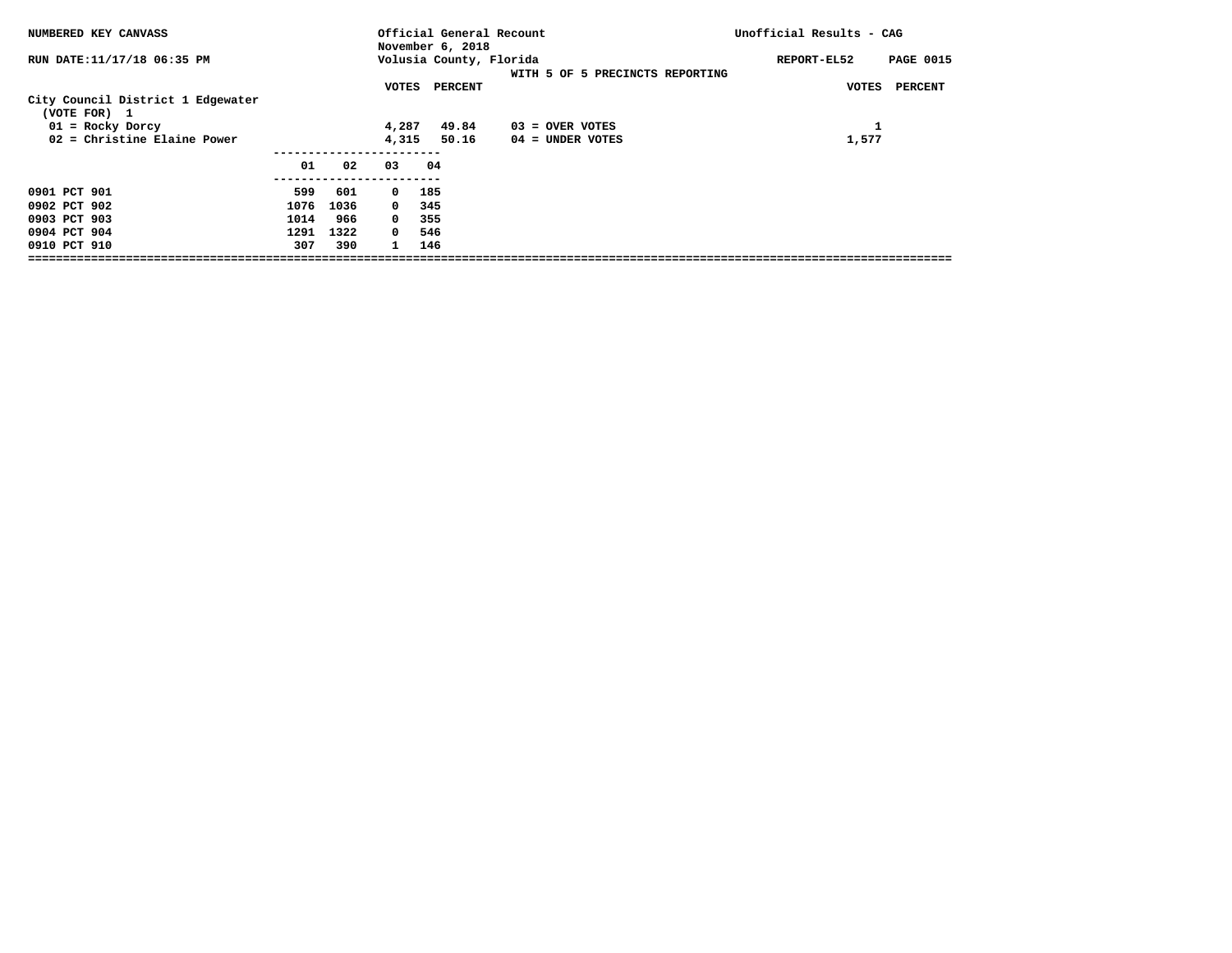NUMBERED KEY CANVASS

Official General Recount
November 6, 2018
Volusia County, Florida

Unofficial Results - CAG

RUN DATE:11/17/18 06:35 PM

REPORT-EL52 PAGE 0015

WITH 5 OF 5 PRECINCTS REPORTING

**City Council District 1 Edgewater**
(VOTE FOR) 1

| | VOTES | PERCENT | | VOTES |
|---|---|---|---|---|
| 01 = Rocky Dorcy | 4,287 | 49.84 | 03 = OVER VOTES | 1 |
| 02 = Christine Elaine Power | 4,315 | 50.16 | 04 = UNDER VOTES | 1,577 |

| | 01 | 02 | 03 | 04 |
|---|---|---|---|---|
| 0901 PCT 901 | 599 | 601 | 0 | 185 |
| 0902 PCT 902 | 1076 | 1036 | 0 | 345 |
| 0903 PCT 903 | 1014 | 966 | 0 | 355 |
| 0904 PCT 904 | 1291 | 1322 | 0 | 546 |
| 0910 PCT 910 | 307 | 390 | 1 | 146 |